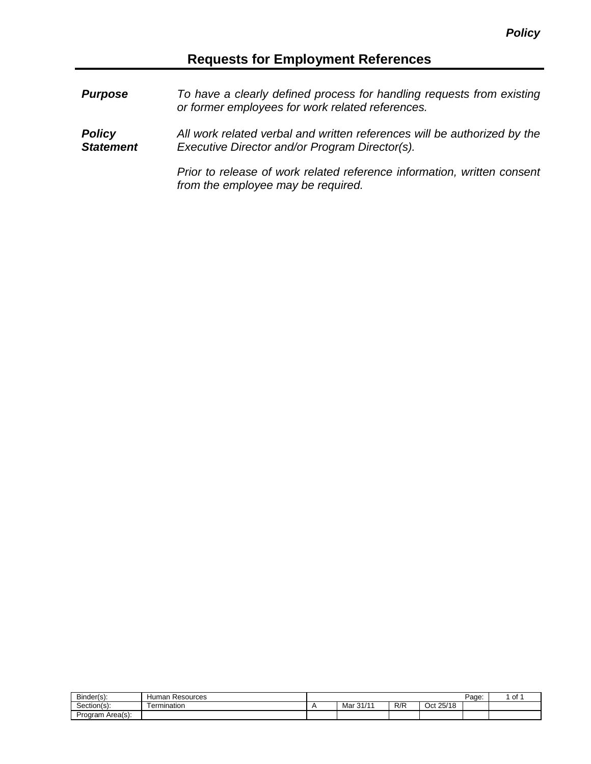*Policy*

# Requests for Employment References

***Purpose*** *To have a clearly defined process for handling requests from existing or former employees for work related references.*

***Policy Statement*** *All work related verbal and written references will be authorized by the Executive Director and/or Program Director(s).*

*Prior to release of work related reference information, written consent from the employee may be required.*

| Binder(s): | Human Resources | | | | | Page: | 1 of 1 |
|---|---|---|---|---|---|---|---|
| Section(s): | Termination | A | Mar 31/11 | R/R | Oct 25/18 | | |
| Program Area(s): | | | | | | | |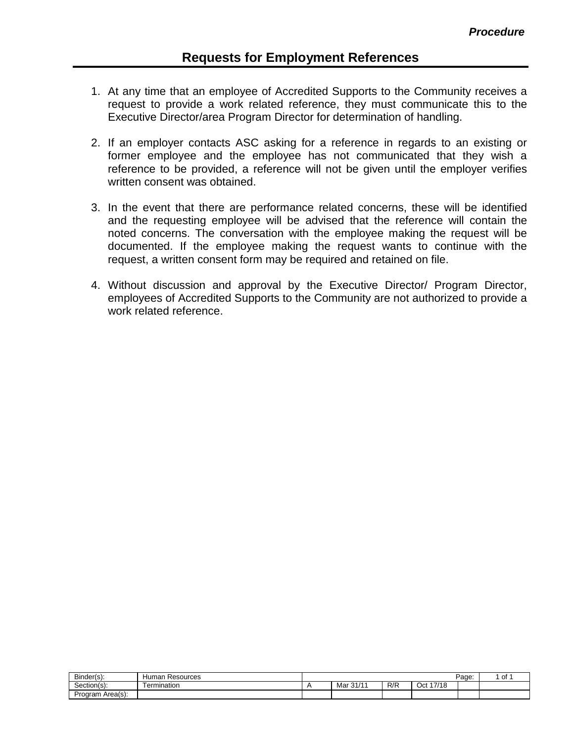*Procedure*

# Requests for Employment References

1. At any time that an employee of Accredited Supports to the Community receives a request to provide a work related reference, they must communicate this to the Executive Director/area Program Director for determination of handling.

2. If an employer contacts ASC asking for a reference in regards to an existing or former employee and the employee has not communicated that they wish a reference to be provided, a reference will not be given until the employer verifies written consent was obtained.

3. In the event that there are performance related concerns, these will be identified and the requesting employee will be advised that the reference will contain the noted concerns. The conversation with the employee making the request will be documented. If the employee making the request wants to continue with the request, a written consent form may be required and retained on file.

4. Without discussion and approval by the Executive Director/ Program Director, employees of Accredited Supports to the Community are not authorized to provide a work related reference.

| | | | | | | | |
|---|---|---|---|---|---|---|---|
| Binder(s): | Human Resources | | | | | Page: | 1 of 1 |
| Section(s): | Termination | A | Mar 31/11 | R/R | Oct 17/18 | | |
| Program Area(s): | | | | | | | |